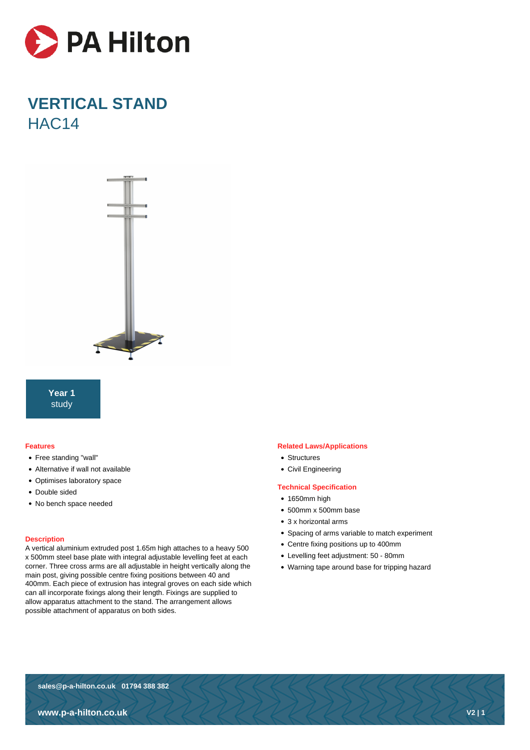# VERTICAL STAND

## HAC14

**Year 1**
study

### Features

- Free standing "wall"
- Alternative if wall not available
- Optimises laboratory space
- Double sided
- No bench space needed

### Description

A vertical aluminium extruded post 1.65m high attaches to a heavy 500 x 500mm steel base plate with integral adjustable levelling feet at each corner. Three cross arms are all adjustable in height vertically along the main post, giving possible centre fixing positions between 40 and 400mm. Each piece of extrusion has integral groves on each side which can all incorporate fixings along their length. Fixings are supplied to allow apparatus attachment to the stand. The arrangement allows possible attachment of apparatus on both sides.

### Related Laws/Applications

- Structures
- Civil Engineering

### Technical Specification

- 1650mm high
- 500mm x 500mm base
- 3 x horizontal arms
- Spacing of arms variable to match experiment
- Centre fixing positions up to 400mm
- Levelling feet adjustment: 50 - 80mm
- Warning tape around base for tripping hazard

sales@p-a-hilton.co.uk 01794 388 382

www.p-a-hilton.co.uk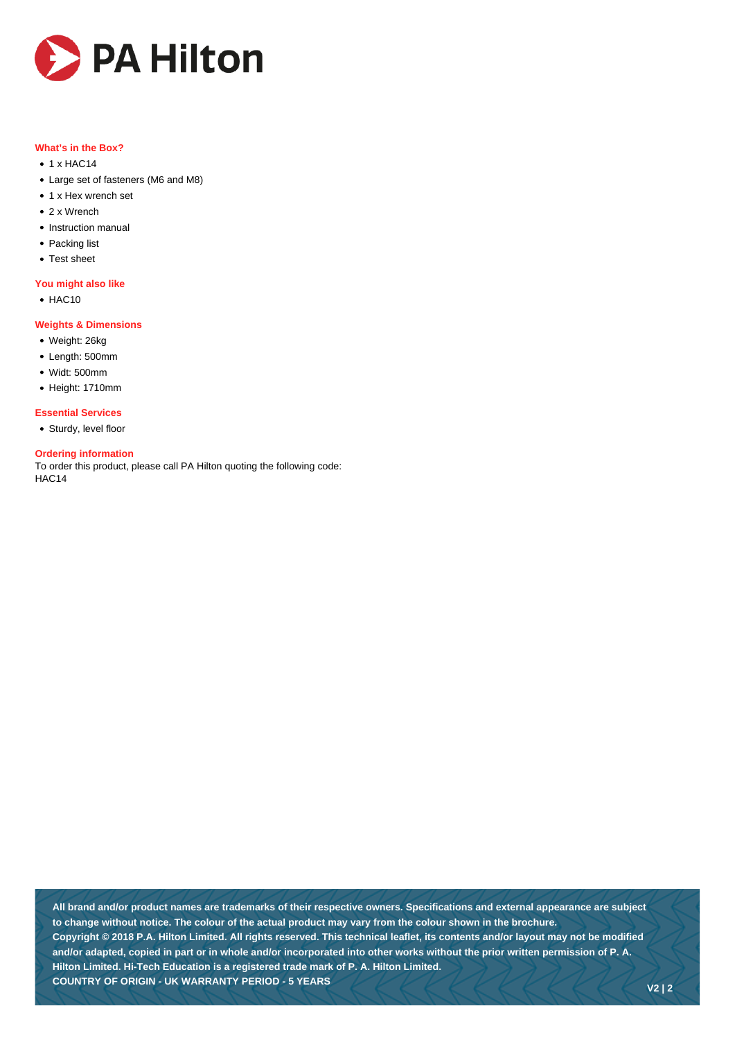### What's in the Box?

- 1 x HAC14
- Large set of fasteners (M6 and M8)
- 1 x Hex wrench set
- 2 x Wrench
- Instruction manual
- Packing list
- Test sheet

### You might also like

- HAC10

### Weights & Dimensions

- Weight: 26kg
- Length: 500mm
- Widt: 500mm
- Height: 1710mm

### Essential Services

- Sturdy, level floor

### Ordering information

To order this product, please call PA Hilton quoting the following code:
HAC14

**All brand and/or product names are trademarks of their respective owners. Specifications and external appearance are subject to change without notice. The colour of the actual product may vary from the colour shown in the brochure.**
**Copyright © 2018 P.A. Hilton Limited. All rights reserved. This technical leaflet, its contents and/or layout may not be modified and/or adapted, copied in part or in whole and/or incorporated into other works without the prior written permission of P. A. Hilton Limited. Hi-Tech Education is a registered trade mark of P. A. Hilton Limited.**
**COUNTRY OF ORIGIN - UK WARRANTY PERIOD - 5 YEARS**